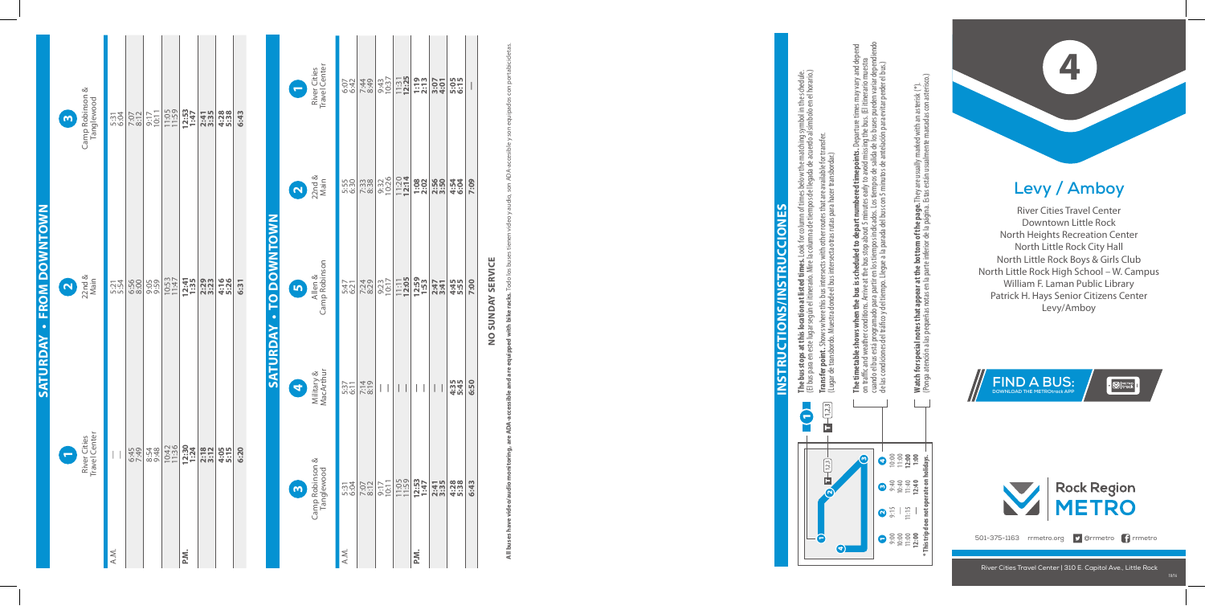# SATURDAY • FROM DOWNTOWN

| | 1 River Cities Travel Center | 2 22nd & Main | 3 Camp Robinson & Tanglewood |
|---|---|---|---|
| A.M. | — | 5:21 | 5:31 |
| | — | 5:54 | 6:04 |
| | 6:45 | 6:56 | 7:07 |
| | 7:49 | 8:00 | 8:12 |
| | 8:54 | 9:05 | 9:17 |
| | 9:48 | 9:59 | 10:11 |
| | 10:42 | 10:53 | 11:05 |
| | 11:36 | 11:47 | 11:59 |
| P.M. | **12:30** | **12:41** | **12:53** |
| | **1:24** | **1:35** | **1:47** |
| | **2:18** | **2:29** | **2:41** |
| | **3:12** | **3:23** | **3:35** |
| | **4:05** | **4:16** | **4:28** |
| | **5:15** | **5:26** | **5:38** |
| | **6:20** | **6:31** | **6:43** |

# SATURDAY • TO DOWNTOWN

| | 3 Camp Robinson & Tanglewood | 4 Military & MacArthur | 5 Allen & Camp Robinson | 2 22nd & Main | 1 River Cities Travel Center |
|---|---|---|---|---|---|
| A.M. | 5:31 | 5:37 | 5:47 | 5:55 | 6:07 |
| | 6:04 | 6:11 | 6:21 | 6:30 | 6:42 |
| | 7:07 | 7:14 | 7:24 | 7:33 | 7:44 |
| | 8:12 | 8:19 | 8:29 | 8:38 | 8:49 |
| | 9:17 | — | 9:23 | 9:32 | 9:43 |
| | 10:11 | — | 10:17 | 10:26 | 10:37 |
| | 11:05 | — | 11:11 | 11:20 | 11:31 |
| | 11:59 | — | **12:05** | **12:14** | **12:25** |
| P.M. | **12:53** | — | **12:59** | **1:08** | **1:19** |
| | **1:47** | — | **1:53** | **2:02** | **2:13** |
| | **2:41** | — | **2:47** | **2:56** | **3:07** |
| | **3:35** | — | **3:41** | **3:50** | **4:01** |
| | **4:28** | **4:35** | **4:45** | **4:54** | **5:05** |
| | **5:38** | **5:45** | **5:55** | **6:04** | **6:15** |
| | **6:43** | **6:50** | **7:00** | **7:09** | — |

**NO SUNDAY SERVICE**

**All buses have video/audio monitoring, are ADA-accessible and are equipped with bike racks.** Todo los buses tienen video y audio, son ADA-accesible y son equipados con portabicicletas.

# INSTRUCTIONS/INSTRUCCIONES

**The bus stops at this location at listed times.** Look for column of times below the matching symbol in the schedule. (El bus para en este lugar según el itinerario. Mire la columna de tiempos de llegada de acuerdo al símbolo en el horario.)

**Transfer point.** Shows where this bus intersects with other routes that are available for transfer. (Lugar de transbordo. Muestra donde el bus intersecta otras rutas para hacer transbordo.)

**The timetable shows when the bus is scheduled to depart numbered timepoints.** Departure times may vary and depend on traffic and weather conditions. Arrive at the bus stop about 5 minutes early to avoid missing the bus. (El itinerario muestra cuando el bus está programado para partir en los tiempos indicados. Los tiempos de salida de los buses pueden variar dependiendo de las condiciones del tráfico y del tiempo. Llegue a la parada del bus con 5 minutos de antelación para evitar perder el bus.)

**Watch for special notes that appear at the bottom of the page.** They are usually marked with an asterisk (*). (Ponga atención a las pequeñas notas en la parte inferior de la página. Estas están usualmente marcadas con asterisco.)

| 1 | 2 | 3 | 4 |
|---|---|---|---|
| 9:00 | 9:15 | 9:40 | 10:00 |
| 10:00 | — | 10:40 | 11:00 |
| 11:00 | 11:15 | 11:40 | **12:00** |
| **12:00** | — | **12:40** | **1:00** |

**\* This trip does not operate on holidays.**

# 4

## Levy / Amboy

River Cities Travel Center
Downtown Little Rock
North Heights Recreation Center
North Little Rock City Hall
North Little Rock Boys & Girls Club
North Little Rock High School – W. Campus
William F. Laman Public Library
Patrick H. Hays Senior Citizens Center
Levy/Amboy

**FIND A BUS:** DOWNLOAD THE METROtrack APP

Rock Region METRO

501-375-1163 rrmetro.org @rrmetro rrmetro

River Cities Travel Center | 310 E. Capitol Ave., Little Rock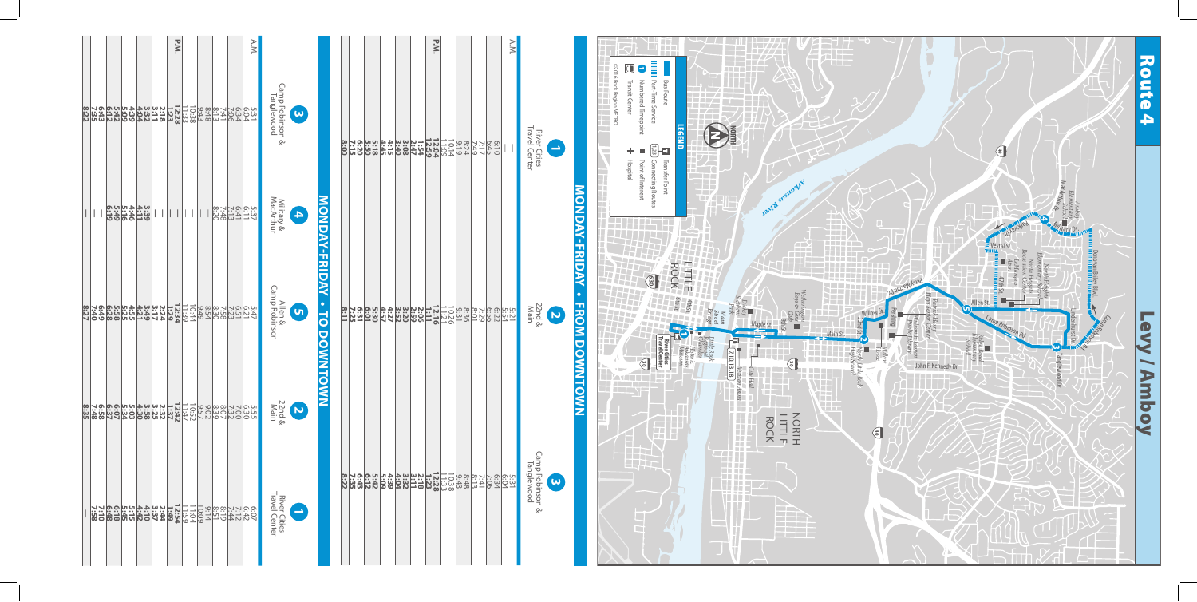# Route 4

## Levy / Amboy

**LEGEND**

- Bus Route
- Part-Time Service
- Numbered Timepoint
- Transit Center
- Transfer Point
- Connecting Routes
- Point of Interest
- Hospital

©2016 Rock Region METRO

## MONDAY-FRIDAY • FROM DOWNTOWN

| | ① River Cities Travel Center | ② 22nd & Main | ③ Camp Robinson & Tanglewood |
|---|---|---|---|
| A.M. | — | 5:21 | 5:31 |
| | — | 5:54 | 6:04 |
| | 6:10 | 6:22 | 6:34 |
| | 6:45 | 6:56 | 7:06 |
| | 7:17 | 7:29 | 7:41 |
| | 7:49 | 8:01 | 8:13 |
| | 8:24 | 8:36 | 8:48 |
| | 9:19 | 9:31 | 9:43 |
| | 10:14 | 10:26 | 10:38 |
| | 11:09 | 11:21 | 11:33 |
| P.M. | **12:04** | **12:16** | **12:28** |
| | **12:59** | **1:11** | **1:23** |
| | **1:54** | **2:06** | **2:18** |
| | **2:47** | **2:59** | **3:11** |
| | **3:08** | **3:20** | **3:32** |
| | **3:40** | **3:52** | **4:04** |
| | **4:15** | **4:27** | **4:39** |
| | **4:45** | **4:57** | **5:09** |
| | **5:18** | **5:30** | **5:42** |
| | **5:50** | **6:01** | **6:12** |
| | **6:20** | **6:31** | **6:43** |
| | **7:15** | **7:25** | **7:35** |
| | **8:00** | **8:11** | **8:22** |

## MONDAY-FRIDAY • TO DOWNTOWN

| | ③ Camp Robinson & Tanglewood | ④ Military & MacArthur | ⑤ Allen & Camp Robinson | ② 22nd & Main | ① River Cities Travel Center |
|---|---|---|---|---|---|
| A.M. | 5:31 | 5:37 | 5:47 | 5:55 | 6:07 |
| | 6:04 | 6:11 | 6:21 | 6:30 | 6:42 |
| | 6:34 | 6:41 | 6:51 | 7:00 | 7:12 |
| | 7:06 | 7:13 | 7:23 | 7:32 | 7:44 |
| | 7:41 | 7:48 | 7:58 | 8:07 | 8:19 |
| | 8:13 | 8:20 | 8:30 | 8:39 | 8:51 |
| | 8:48 | — | 8:54 | 9:02 | 9:14 |
| | 9:43 | — | 9:49 | 9:57 | 10:09 |
| | 10:38 | — | 10:44 | 10:52 | 11:04 |
| | 11:33 | — | 11:39 | 11:47 | 11:59 |
| P.M. | **12:28** | — | **12:34** | **12:42** | **12:54** |
| | **1:23** | — | **1:29** | **1:37** | **1:49** |
| | **2:18** | — | **2:24** | **2:32** | **2:44** |
| | **3:11** | — | **3:17** | **3:25** | **3:37** |
| | **3:32** | **3:39** | **3:49** | **3:58** | **4:10** |
| | **4:04** | **4:11** | **4:21** | **4:30** | **4:42** |
| | **4:39** | **4:46** | **4:55** | **5:03** | **5:15** |
| | **5:09** | **5:16** | **5:25** | **5:33** | **5:45** |
| | **5:42** | **5:49** | **5:58** | **6:07** | **6:18** |
| | **6:12** | **6:19** | **6:28** | **6:37** | **6:48** |
| | **6:43** | — | **6:48** | **6:58** | **7:10** |
| | **7:35** | — | **7:40** | **7:48** | **7:58** |
| | **8:22** | — | **8:27** | **8:35** | — |